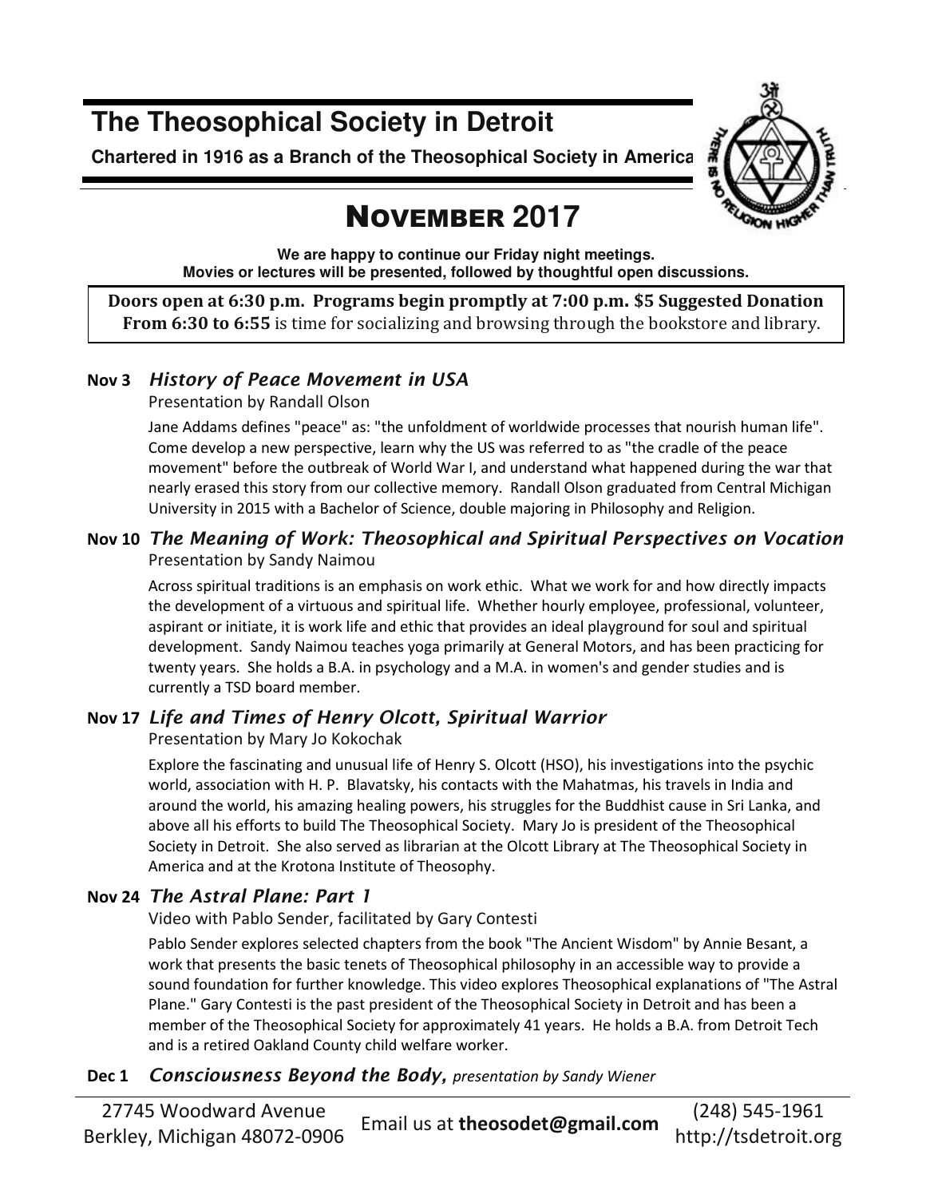# The Theosophical Society in Detroit

**Chartered in 1916 as a Branch of the Theosophical Society in America**

## NOVEMBER 2017

**We are happy to continue our Friday night meetings.**
**Movies or lectures will be presented, followed by thoughtful open discussions.**

**Doors open at 6:30 p.m. Programs begin promptly at 7:00 p.m. $5 Suggested Donation**
**From 6:30 to 6:55** is time for socializing and browsing through the bookstore and library.

### Nov 3 *History of Peace Movement in USA*

Presentation by Randall Olson

Jane Addams defines "peace" as: "the unfoldment of worldwide processes that nourish human life". Come develop a new perspective, learn why the US was referred to as "the cradle of the peace movement" before the outbreak of World War I, and understand what happened during the war that nearly erased this story from our collective memory. Randall Olson graduated from Central Michigan University in 2015 with a Bachelor of Science, double majoring in Philosophy and Religion.

### Nov 10 *The Meaning of Work: Theosophical and Spiritual Perspectives on Vocation*

Presentation by Sandy Naimou

Across spiritual traditions is an emphasis on work ethic. What we work for and how directly impacts the development of a virtuous and spiritual life. Whether hourly employee, professional, volunteer, aspirant or initiate, it is work life and ethic that provides an ideal playground for soul and spiritual development. Sandy Naimou teaches yoga primarily at General Motors, and has been practicing for twenty years. She holds a B.A. in psychology and a M.A. in women's and gender studies and is currently a TSD board member.

### Nov 17 *Life and Times of Henry Olcott, Spiritual Warrior*

Presentation by Mary Jo Kokochak

Explore the fascinating and unusual life of Henry S. Olcott (HSO), his investigations into the psychic world, association with H. P. Blavatsky, his contacts with the Mahatmas, his travels in India and around the world, his amazing healing powers, his struggles for the Buddhist cause in Sri Lanka, and above all his efforts to build The Theosophical Society. Mary Jo is president of the Theosophical Society in Detroit. She also served as librarian at the Olcott Library at The Theosophical Society in America and at the Krotona Institute of Theosophy.

### Nov 24 *The Astral Plane: Part 1*

Video with Pablo Sender, facilitated by Gary Contesti

Pablo Sender explores selected chapters from the book "The Ancient Wisdom" by Annie Besant, a work that presents the basic tenets of Theosophical philosophy in an accessible way to provide a sound foundation for further knowledge. This video explores Theosophical explanations of "The Astral Plane." Gary Contesti is the past president of the Theosophical Society in Detroit and has been a member of the Theosophical Society for approximately 41 years. He holds a B.A. from Detroit Tech and is a retired Oakland County child welfare worker.

### Dec 1 *Consciousness Beyond the Body*, *presentation by Sandy Wiener*

---

27745 Woodward Avenue
Berkley, Michigan 48072-0906

Email us at **theosodet@gmail.com**

(248) 545-1961
http://tsdetroit.org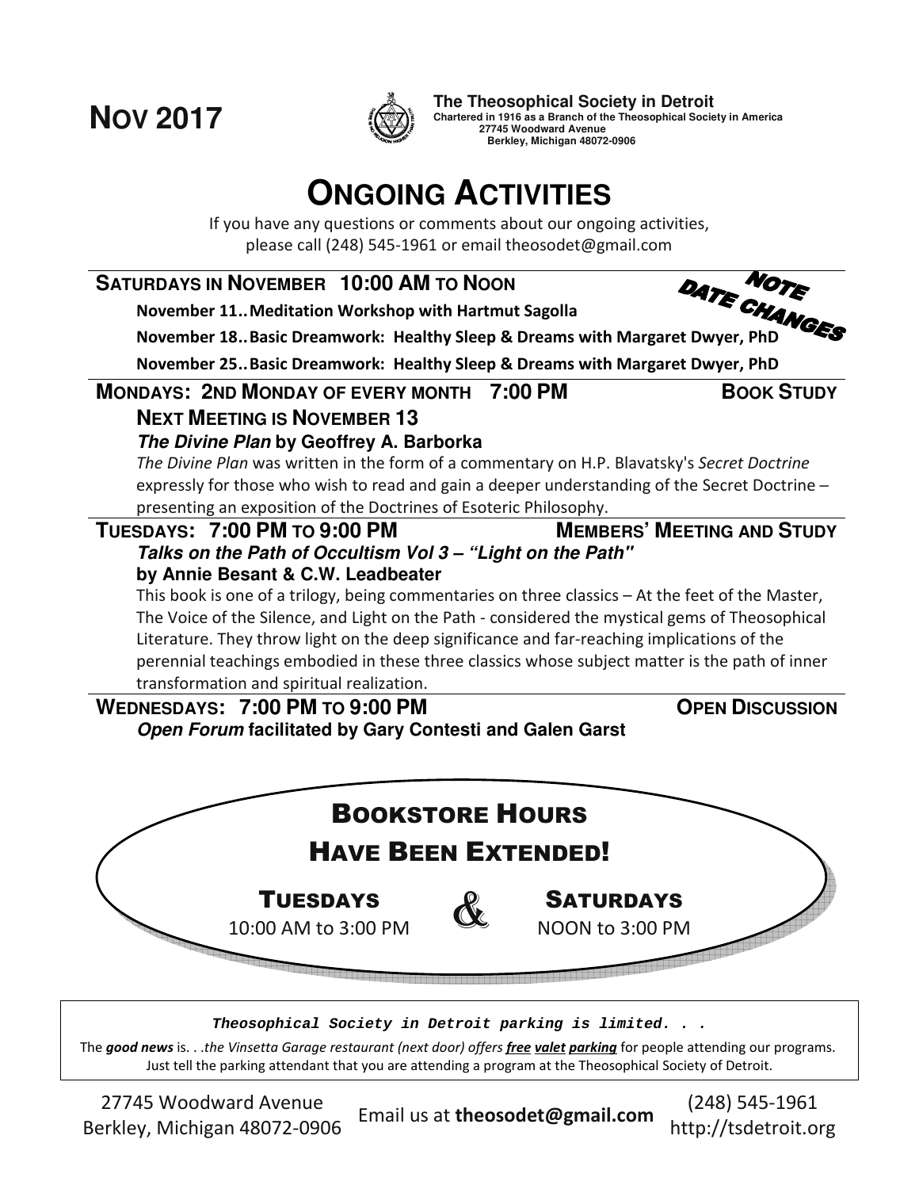**NOV 2017**

**The Theosophical Society in Detroit**
Chartered in 1916 as a Branch of the Theosophical Society in America
27745 Woodward Avenue
Berkley, Michigan 48072-0906

# ONGOING ACTIVITIES

If you have any questions or comments about our ongoing activities, please call (248) 545-1961 or email theosodet@gmail.com

## SATURDAYS IN NOVEMBER 10:00 AM TO NOON

**NOTE DATE CHANGES**

**November 11.. Meditation Workshop with Hartmut Sagolla**

**November 18.. Basic Dreamwork: Healthy Sleep & Dreams with Margaret Dwyer, PhD**

**November 25.. Basic Dreamwork: Healthy Sleep & Dreams with Margaret Dwyer, PhD**

## MONDAYS: 2ND MONDAY OF EVERY MONTH 7:00 PM — BOOK STUDY

**NEXT MEETING IS NOVEMBER 13**

***The Divine Plan* by Geoffrey A. Barborka**

*The Divine Plan* was written in the form of a commentary on H.P. Blavatsky's *Secret Doctrine* expressly for those who wish to read and gain a deeper understanding of the Secret Doctrine – presenting an exposition of the Doctrines of Esoteric Philosophy.

## TUESDAYS: 7:00 PM TO 9:00 PM — MEMBERS' MEETING AND STUDY

***Talks on the Path of Occultism Vol 3 – "Light on the Path"***
**by Annie Besant & C.W. Leadbeater**

This book is one of a trilogy, being commentaries on three classics – At the feet of the Master, The Voice of the Silence, and Light on the Path - considered the mystical gems of Theosophical Literature. They throw light on the deep significance and far-reaching implications of the perennial teachings embodied in these three classics whose subject matter is the path of inner transformation and spiritual realization.

## WEDNESDAYS: 7:00 PM TO 9:00 PM — OPEN DISCUSSION

***Open Forum* facilitated by Gary Contesti and Galen Garst**

## BOOKSTORE HOURS HAVE BEEN EXTENDED!

**TUESDAYS** 10:00 AM to 3:00 PM & **SATURDAYS** NOON to 3:00 PM

***Theosophical Society in Detroit parking is limited. . .***

The ***good news*** is. . .*the Vinsetta Garage restaurant (next door) offers **free valet parking** for people attending our programs.* Just tell the parking attendant that you are attending a program at the Theosophical Society of Detroit.

27745 Woodward Avenue
Berkley, Michigan 48072-0906

Email us at **theosodet@gmail.com**

(248) 545-1961
http://tsdetroit.org